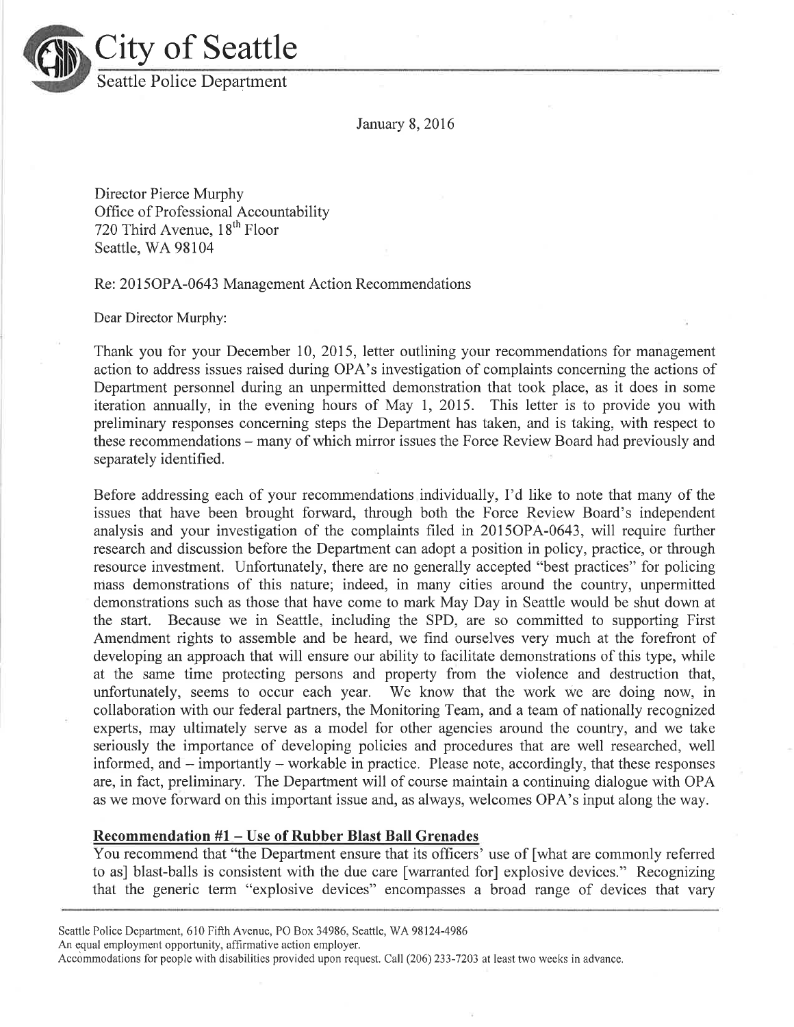# City of Seattle

Seattle Police Department

January 8, 2016

Director Pierce Murphy
Office of Professional Accountability
720 Third Avenue, 18th Floor
Seattle, WA 98104

Re: 2015OPA-0643 Management Action Recommendations

Dear Director Murphy:

Thank you for your December 10, 2015, letter outlining your recommendations for management action to address issues raised during OPA's investigation of complaints concerning the actions of Department personnel during an unpermitted demonstration that took place, as it does in some iteration annually, in the evening hours of May 1, 2015. This letter is to provide you with preliminary responses concerning steps the Department has taken, and is taking, with respect to these recommendations – many of which mirror issues the Force Review Board had previously and separately identified.

Before addressing each of your recommendations individually, I'd like to note that many of the issues that have been brought forward, through both the Force Review Board's independent analysis and your investigation of the complaints filed in 2015OPA-0643, will require further research and discussion before the Department can adopt a position in policy, practice, or through resource investment. Unfortunately, there are no generally accepted "best practices" for policing mass demonstrations of this nature; indeed, in many cities around the country, unpermitted demonstrations such as those that have come to mark May Day in Seattle would be shut down at the start. Because we in Seattle, including the SPD, are so committed to supporting First Amendment rights to assemble and be heard, we find ourselves very much at the forefront of developing an approach that will ensure our ability to facilitate demonstrations of this type, while at the same time protecting persons and property from the violence and destruction that, unfortunately, seems to occur each year. We know that the work we are doing now, in collaboration with our federal partners, the Monitoring Team, and a team of nationally recognized experts, may ultimately serve as a model for other agencies around the country, and we take seriously the importance of developing policies and procedures that are well researched, well informed, and – importantly – workable in practice. Please note, accordingly, that these responses are, in fact, preliminary. The Department will of course maintain a continuing dialogue with OPA as we move forward on this important issue and, as always, welcomes OPA's input along the way.

**Recommendation #1 – Use of Rubber Blast Ball Grenades**

You recommend that "the Department ensure that its officers' use of [what are commonly referred to as] blast-balls is consistent with the due care [warranted for] explosive devices." Recognizing that the generic term "explosive devices" encompasses a broad range of devices that vary

Seattle Police Department, 610 Fifth Avenue, PO Box 34986, Seattle, WA 98124-4986
An equal employment opportunity, affirmative action employer.
Accommodations for people with disabilities provided upon request. Call (206) 233-7203 at least two weeks in advance.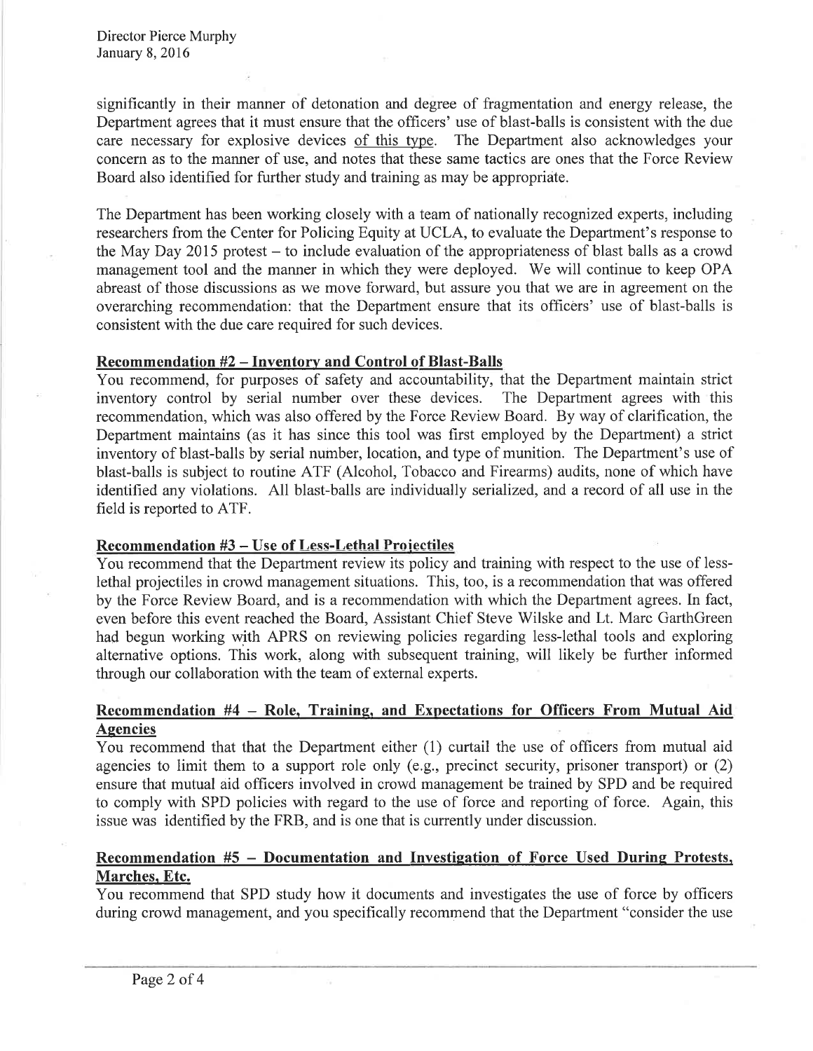significantly in their manner of detonation and degree of fragmentation and energy release, the Department agrees that it must ensure that the officers' use of blast-balls is consistent with the due care necessary for explosive devices <u>of this type</u>. The Department also acknowledges your concern as to the manner of use, and notes that these same tactics are ones that the Force Review Board also identified for further study and training as may be appropriate.

The Department has been working closely with a team of nationally recognized experts, including researchers from the Center for Policing Equity at UCLA, to evaluate the Department's response to the May Day 2015 protest – to include evaluation of the appropriateness of blast balls as a crowd management tool and the manner in which they were deployed. We will continue to keep OPA abreast of those discussions as we move forward, but assure you that we are in agreement on the overarching recommendation: that the Department ensure that its officers' use of blast-balls is consistent with the due care required for such devices.

**Recommendation #2 – Inventory and Control of Blast-Balls**

You recommend, for purposes of safety and accountability, that the Department maintain strict inventory control by serial number over these devices. The Department agrees with this recommendation, which was also offered by the Force Review Board. By way of clarification, the Department maintains (as it has since this tool was first employed by the Department) a strict inventory of blast-balls by serial number, location, and type of munition. The Department's use of blast-balls is subject to routine ATF (Alcohol, Tobacco and Firearms) audits, none of which have identified any violations. All blast-balls are individually serialized, and a record of all use in the field is reported to ATF.

**Recommendation #3 – Use of Less-Lethal Projectiles**

You recommend that the Department review its policy and training with respect to the use of less-lethal projectiles in crowd management situations. This, too, is a recommendation that was offered by the Force Review Board, and is a recommendation with which the Department agrees. In fact, even before this event reached the Board, Assistant Chief Steve Wilske and Lt. Marc GarthGreen had begun working with APRS on reviewing policies regarding less-lethal tools and exploring alternative options. This work, along with subsequent training, will likely be further informed through our collaboration with the team of external experts.

**Recommendation #4 – Role, Training, and Expectations for Officers From Mutual Aid Agencies**

You recommend that that the Department either (1) curtail the use of officers from mutual aid agencies to limit them to a support role only (e.g., precinct security, prisoner transport) or (2) ensure that mutual aid officers involved in crowd management be trained by SPD and be required to comply with SPD policies with regard to the use of force and reporting of force. Again, this issue was identified by the FRB, and is one that is currently under discussion.

**Recommendation #5 – Documentation and Investigation of Force Used During Protests, Marches, Etc.**

You recommend that SPD study how it documents and investigates the use of force by officers during crowd management, and you specifically recommend that the Department "consider the use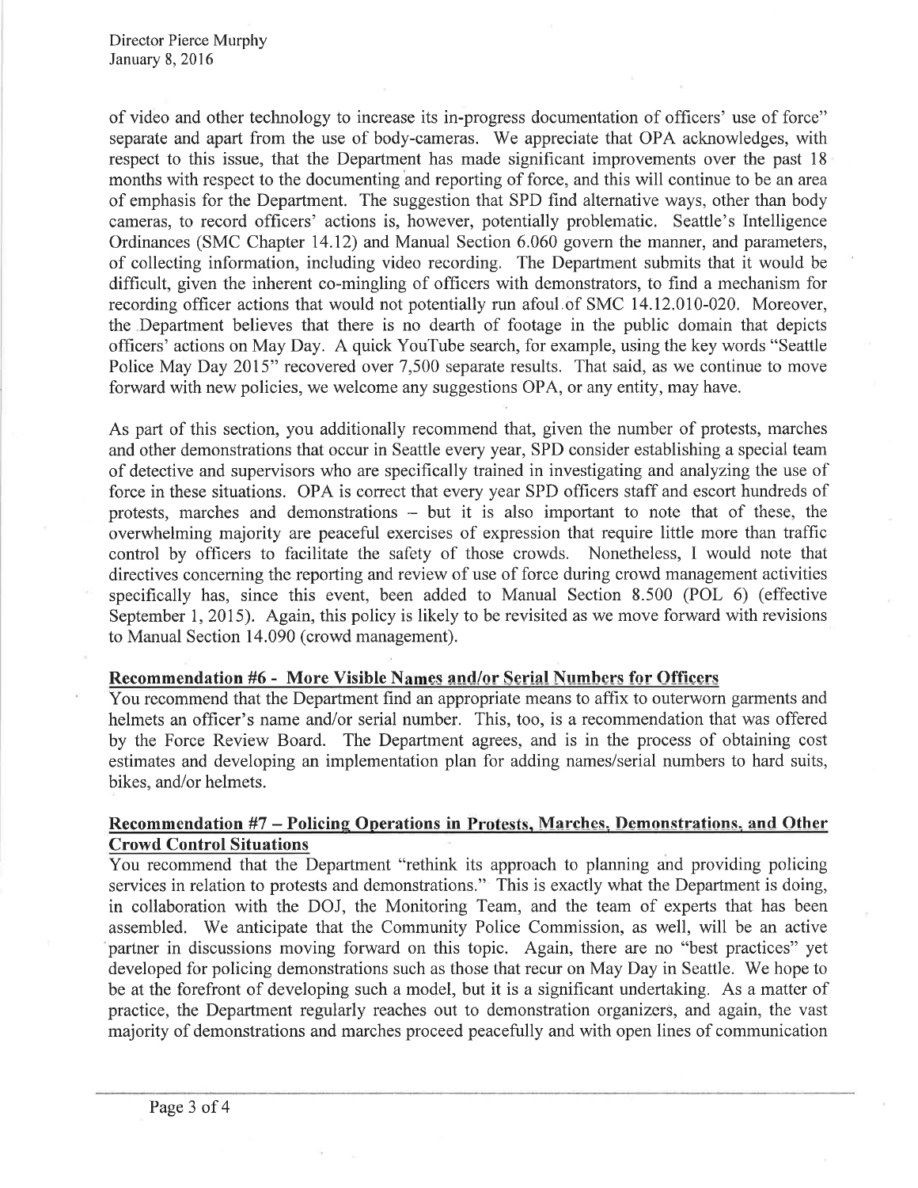of video and other technology to increase its in-progress documentation of officers' use of force" separate and apart from the use of body-cameras. We appreciate that OPA acknowledges, with respect to this issue, that the Department has made significant improvements over the past 18 months with respect to the documenting and reporting of force, and this will continue to be an area of emphasis for the Department. The suggestion that SPD find alternative ways, other than body cameras, to record officers' actions is, however, potentially problematic. Seattle's Intelligence Ordinances (SMC Chapter 14.12) and Manual Section 6.060 govern the manner, and parameters, of collecting information, including video recording. The Department submits that it would be difficult, given the inherent co-mingling of officers with demonstrators, to find a mechanism for recording officer actions that would not potentially run afoul of SMC 14.12.010-020. Moreover, the Department believes that there is no dearth of footage in the public domain that depicts officers' actions on May Day. A quick YouTube search, for example, using the key words "Seattle Police May Day 2015" recovered over 7,500 separate results. That said, as we continue to move forward with new policies, we welcome any suggestions OPA, or any entity, may have.

As part of this section, you additionally recommend that, given the number of protests, marches and other demonstrations that occur in Seattle every year, SPD consider establishing a special team of detective and supervisors who are specifically trained in investigating and analyzing the use of force in these situations. OPA is correct that every year SPD officers staff and escort hundreds of protests, marches and demonstrations – but it is also important to note that of these, the overwhelming majority are peaceful exercises of expression that require little more than traffic control by officers to facilitate the safety of those crowds. Nonetheless, I would note that directives concerning the reporting and review of use of force during crowd management activities specifically has, since this event, been added to Manual Section 8.500 (POL 6) (effective September 1, 2015). Again, this policy is likely to be revisited as we move forward with revisions to Manual Section 14.090 (crowd management).

**Recommendation #6 - More Visible Names and/or Serial Numbers for Officers**

You recommend that the Department find an appropriate means to affix to outerworn garments and helmets an officer's name and/or serial number. This, too, is a recommendation that was offered by the Force Review Board. The Department agrees, and is in the process of obtaining cost estimates and developing an implementation plan for adding names/serial numbers to hard suits, bikes, and/or helmets.

**Recommendation #7 – Policing Operations in Protests, Marches, Demonstrations, and Other Crowd Control Situations**

You recommend that the Department "rethink its approach to planning and providing policing services in relation to protests and demonstrations." This is exactly what the Department is doing, in collaboration with the DOJ, the Monitoring Team, and the team of experts that has been assembled. We anticipate that the Community Police Commission, as well, will be an active partner in discussions moving forward on this topic. Again, there are no "best practices" yet developed for policing demonstrations such as those that recur on May Day in Seattle. We hope to be at the forefront of developing such a model, but it is a significant undertaking. As a matter of practice, the Department regularly reaches out to demonstration organizers, and again, the vast majority of demonstrations and marches proceed peacefully and with open lines of communication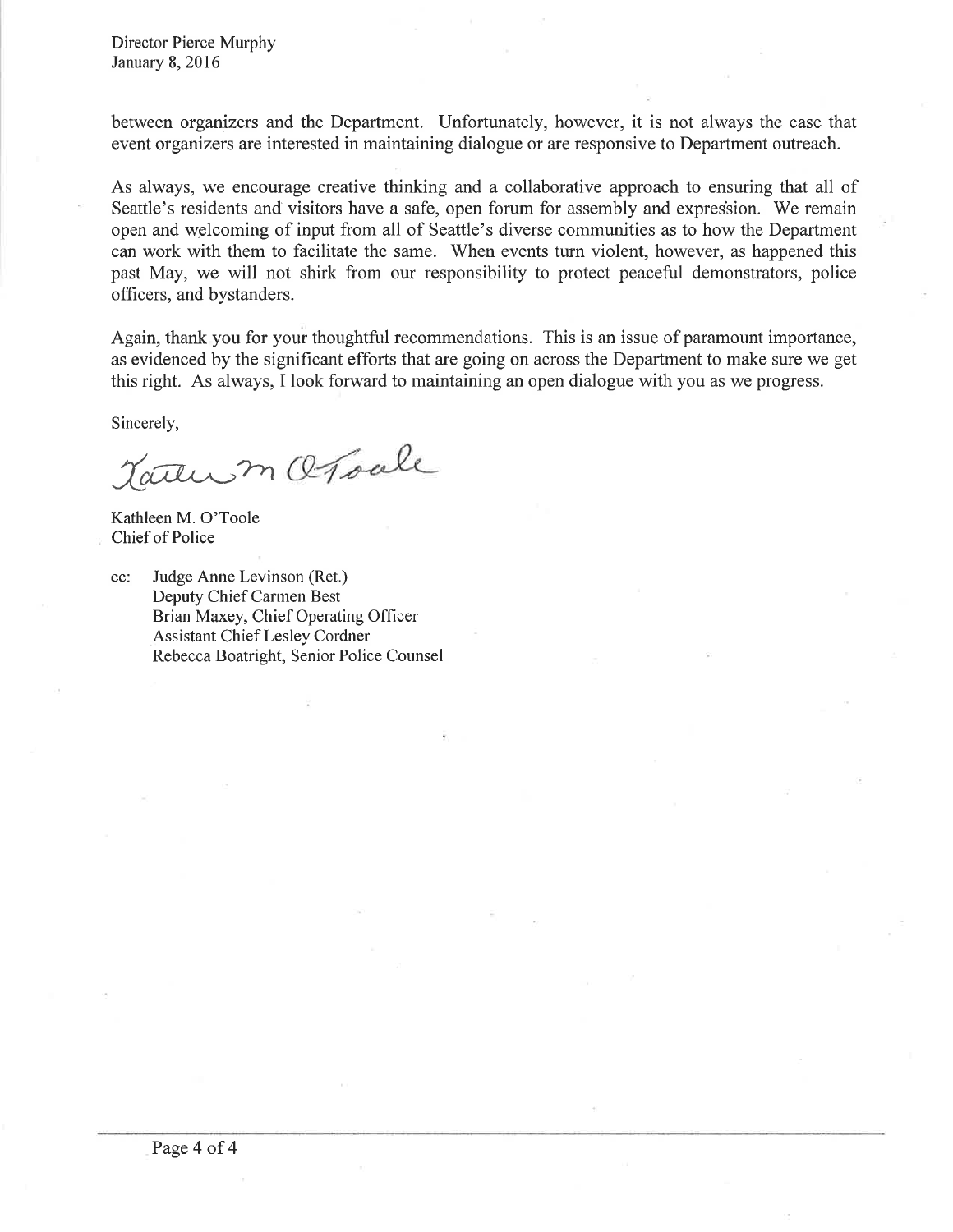between organizers and the Department. Unfortunately, however, it is not always the case that event organizers are interested in maintaining dialogue or are responsive to Department outreach.

As always, we encourage creative thinking and a collaborative approach to ensuring that all of Seattle's residents and visitors have a safe, open forum for assembly and expression. We remain open and welcoming of input from all of Seattle's diverse communities as to how the Department can work with them to facilitate the same. When events turn violent, however, as happened this past May, we will not shirk from our responsibility to protect peaceful demonstrators, police officers, and bystanders.

Again, thank you for your thoughtful recommendations. This is an issue of paramount importance, as evidenced by the significant efforts that are going on across the Department to make sure we get this right. As always, I look forward to maintaining an open dialogue with you as we progress.

Sincerely,

Kathleen M. O'Toole

Kathleen M. O'Toole
Chief of Police

cc: Judge Anne Levinson (Ret.)
Deputy Chief Carmen Best
Brian Maxey, Chief Operating Officer
Assistant Chief Lesley Cordner
Rebecca Boatright, Senior Police Counsel